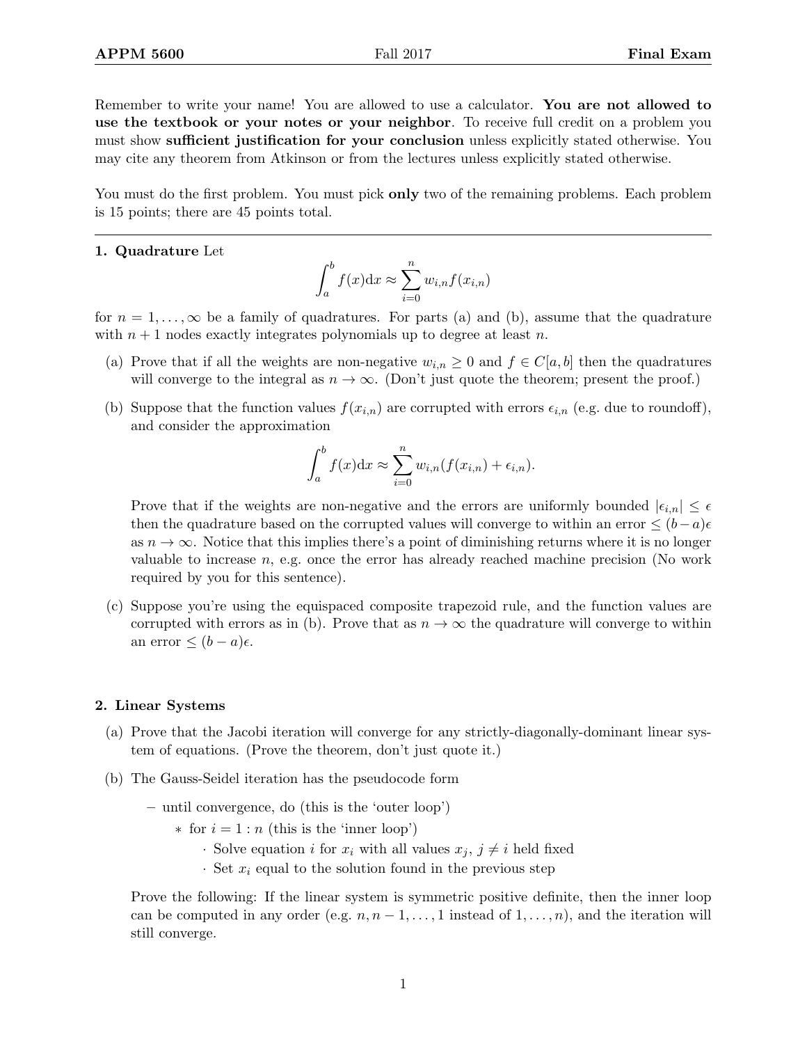Remember to write your name! You are allowed to use a calculator. **You are not allowed to use the textbook or your notes or your neighbor**. To receive full credit on a problem you must show **sufficient justification for your conclusion** unless explicitly stated otherwise. You may cite any theorem from Atkinson or from the lectures unless explicitly stated otherwise.

You must do the first problem. You must pick **only** two of the remaining problems. Each problem is 15 points; there are 45 points total.

---

**1. Quadrature** Let

$$\int_a^b f(x)\mathrm{d}x \approx \sum_{i=0}^{n} w_{i,n} f(x_{i,n})$$

for $n = 1, \ldots, \infty$ be a family of quadratures. For parts (a) and (b), assume that the quadrature with $n + 1$ nodes exactly integrates polynomials up to degree at least $n$.

(a) Prove that if all the weights are non-negative $w_{i,n} \geq 0$ and $f \in C[a, b]$ then the quadratures will converge to the integral as $n \to \infty$. (Don't just quote the theorem; present the proof.)

(b) Suppose that the function values $f(x_{i,n})$ are corrupted with errors $\epsilon_{i,n}$ (e.g. due to roundoff), and consider the approximation

$$\int_a^b f(x)\mathrm{d}x \approx \sum_{i=0}^{n} w_{i,n}(f(x_{i,n}) + \epsilon_{i,n}).$$

Prove that if the weights are non-negative and the errors are uniformly bounded $|\epsilon_{i,n}| \leq \epsilon$ then the quadrature based on the corrupted values will converge to within an error $\leq (b-a)\epsilon$ as $n \to \infty$. Notice that this implies there's a point of diminishing returns where it is no longer valuable to increase $n$, e.g. once the error has already reached machine precision (No work required by you for this sentence).

(c) Suppose you're using the equispaced composite trapezoid rule, and the function values are corrupted with errors as in (b). Prove that as $n \to \infty$ the quadrature will converge to within an error $\leq (b - a)\epsilon$.

**2. Linear Systems**

(a) Prove that the Jacobi iteration will converge for any strictly-diagonally-dominant linear system of equations. (Prove the theorem, don't just quote it.)

(b) The Gauss-Seidel iteration has the pseudocode form

- until convergence, do (this is the 'outer loop')
  - for $i = 1 : n$ (this is the 'inner loop')
    - Solve equation $i$ for $x_i$ with all values $x_j$, $j \neq i$ held fixed
    - Set $x_i$ equal to the solution found in the previous step

Prove the following: If the linear system is symmetric positive definite, then the inner loop can be computed in any order (e.g. $n, n-1, \ldots, 1$ instead of $1, \ldots, n$), and the iteration will still converge.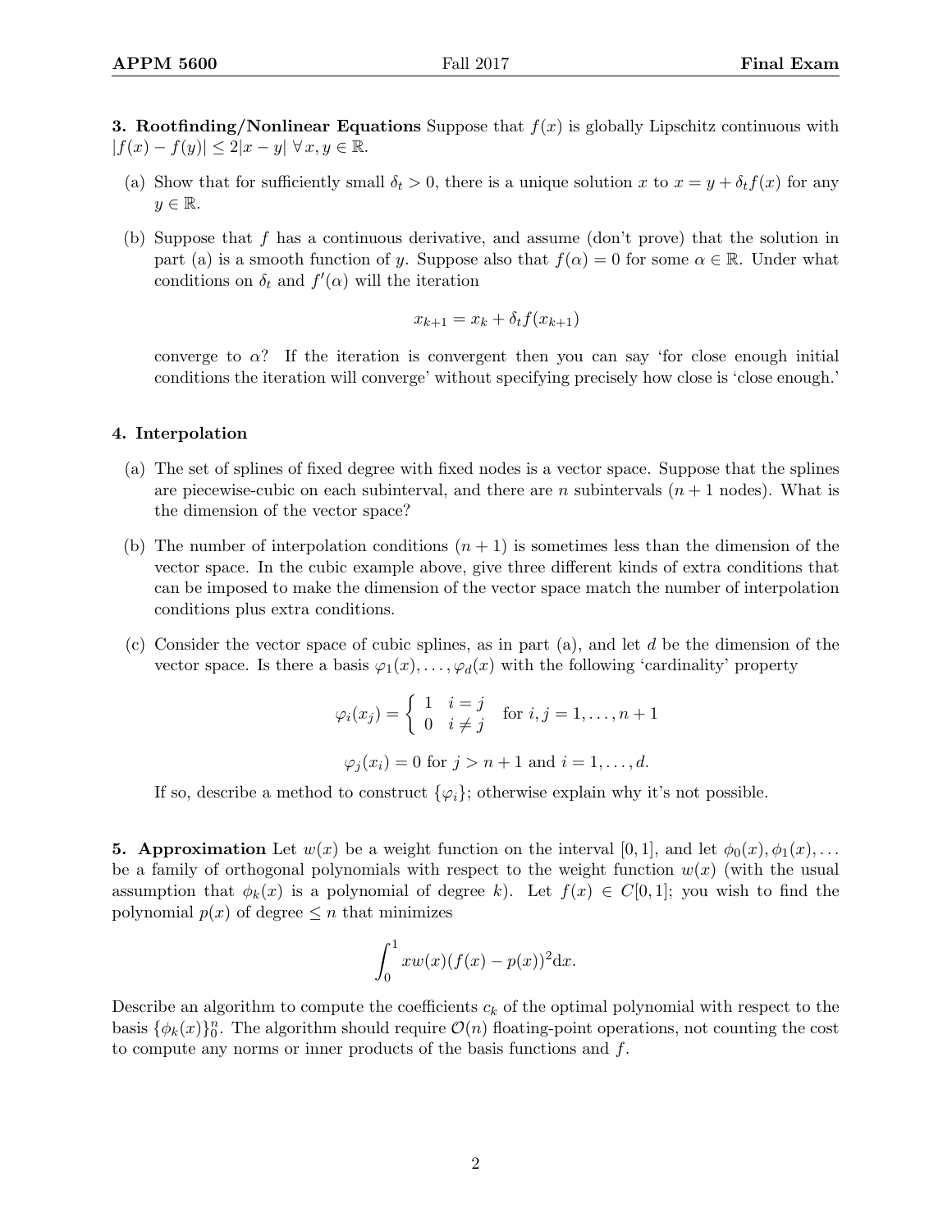**3. Rootfinding/Nonlinear Equations** Suppose that $f(x)$ is globally Lipschitz continuous with $|f(x) - f(y)| \leq 2|x - y| \; \forall x, y \in \mathbb{R}$.

(a) Show that for sufficiently small $\delta_t > 0$, there is a unique solution $x$ to $x = y + \delta_t f(x)$ for any $y \in \mathbb{R}$.

(b) Suppose that $f$ has a continuous derivative, and assume (don't prove) that the solution in part (a) is a smooth function of $y$. Suppose also that $f(\alpha) = 0$ for some $\alpha \in \mathbb{R}$. Under what conditions on $\delta_t$ and $f'(\alpha)$ will the iteration

$$x_{k+1} = x_k + \delta_t f(x_{k+1})$$

converge to $\alpha$? If the iteration is convergent then you can say 'for close enough initial conditions the iteration will converge' without specifying precisely how close is 'close enough.'

**4. Interpolation**

(a) The set of splines of fixed degree with fixed nodes is a vector space. Suppose that the splines are piecewise-cubic on each subinterval, and there are $n$ subintervals ($n + 1$ nodes). What is the dimension of the vector space?

(b) The number of interpolation conditions ($n + 1$) is sometimes less than the dimension of the vector space. In the cubic example above, give three different kinds of extra conditions that can be imposed to make the dimension of the vector space match the number of interpolation conditions plus extra conditions.

(c) Consider the vector space of cubic splines, as in part (a), and let $d$ be the dimension of the vector space. Is there a basis $\varphi_1(x), \ldots, \varphi_d(x)$ with the following 'cardinality' property

$$\varphi_i(x_j) = \begin{cases} 1 & i = j \\ 0 & i \neq j \end{cases} \quad \text{for } i, j = 1, \ldots, n+1$$

$$\varphi_j(x_i) = 0 \text{ for } j > n+1 \text{ and } i = 1, \ldots, d.$$

If so, describe a method to construct $\{\varphi_i\}$; otherwise explain why it's not possible.

**5. Approximation** Let $w(x)$ be a weight function on the interval $[0, 1]$, and let $\phi_0(x), \phi_1(x), \ldots$ be a family of orthogonal polynomials with respect to the weight function $w(x)$ (with the usual assumption that $\phi_k(x)$ is a polynomial of degree $k$). Let $f(x) \in C[0, 1]$; you wish to find the polynomial $p(x)$ of degree $\leq n$ that minimizes

$$\int_0^1 x w(x)(f(x) - p(x))^2 \mathrm{d}x.$$

Describe an algorithm to compute the coefficients $c_k$ of the optimal polynomial with respect to the basis $\{\phi_k(x)\}_0^n$. The algorithm should require $\mathcal{O}(n)$ floating-point operations, not counting the cost to compute any norms or inner products of the basis functions and $f$.